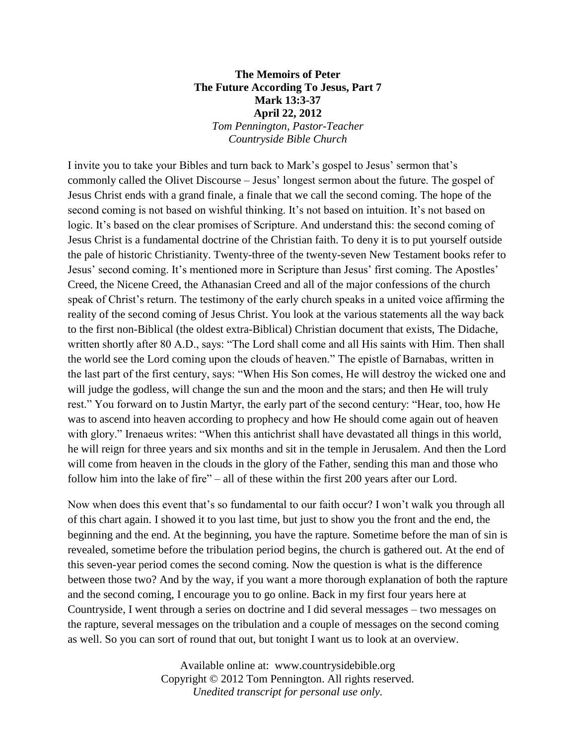**The Memoirs of Peter**
**The Future According To Jesus, Part 7**
**Mark 13:3-37**
**April 22, 2012**
*Tom Pennington, Pastor-Teacher*
*Countryside Bible Church*

I invite you to take your Bibles and turn back to Mark's gospel to Jesus' sermon that's commonly called the Olivet Discourse – Jesus' longest sermon about the future. The gospel of Jesus Christ ends with a grand finale, a finale that we call the second coming. The hope of the second coming is not based on wishful thinking. It's not based on intuition. It's not based on logic. It's based on the clear promises of Scripture. And understand this: the second coming of Jesus Christ is a fundamental doctrine of the Christian faith. To deny it is to put yourself outside the pale of historic Christianity. Twenty-three of the twenty-seven New Testament books refer to Jesus' second coming. It's mentioned more in Scripture than Jesus' first coming. The Apostles' Creed, the Nicene Creed, the Athanasian Creed and all of the major confessions of the church speak of Christ's return. The testimony of the early church speaks in a united voice affirming the reality of the second coming of Jesus Christ. You look at the various statements all the way back to the first non-Biblical (the oldest extra-Biblical) Christian document that exists, The Didache, written shortly after 80 A.D., says: "The Lord shall come and all His saints with Him. Then shall the world see the Lord coming upon the clouds of heaven." The epistle of Barnabas, written in the last part of the first century, says: "When His Son comes, He will destroy the wicked one and will judge the godless, will change the sun and the moon and the stars; and then He will truly rest." You forward on to Justin Martyr, the early part of the second century: "Hear, too, how He was to ascend into heaven according to prophecy and how He should come again out of heaven with glory." Irenaeus writes: "When this antichrist shall have devastated all things in this world, he will reign for three years and six months and sit in the temple in Jerusalem. And then the Lord will come from heaven in the clouds in the glory of the Father, sending this man and those who follow him into the lake of fire" – all of these within the first 200 years after our Lord.

Now when does this event that's so fundamental to our faith occur? I won't walk you through all of this chart again. I showed it to you last time, but just to show you the front and the end, the beginning and the end. At the beginning, you have the rapture. Sometime before the man of sin is revealed, sometime before the tribulation period begins, the church is gathered out. At the end of this seven-year period comes the second coming. Now the question is what is the difference between those two? And by the way, if you want a more thorough explanation of both the rapture and the second coming, I encourage you to go online. Back in my first four years here at Countryside, I went through a series on doctrine and I did several messages – two messages on the rapture, several messages on the tribulation and a couple of messages on the second coming as well. So you can sort of round that out, but tonight I want us to look at an overview.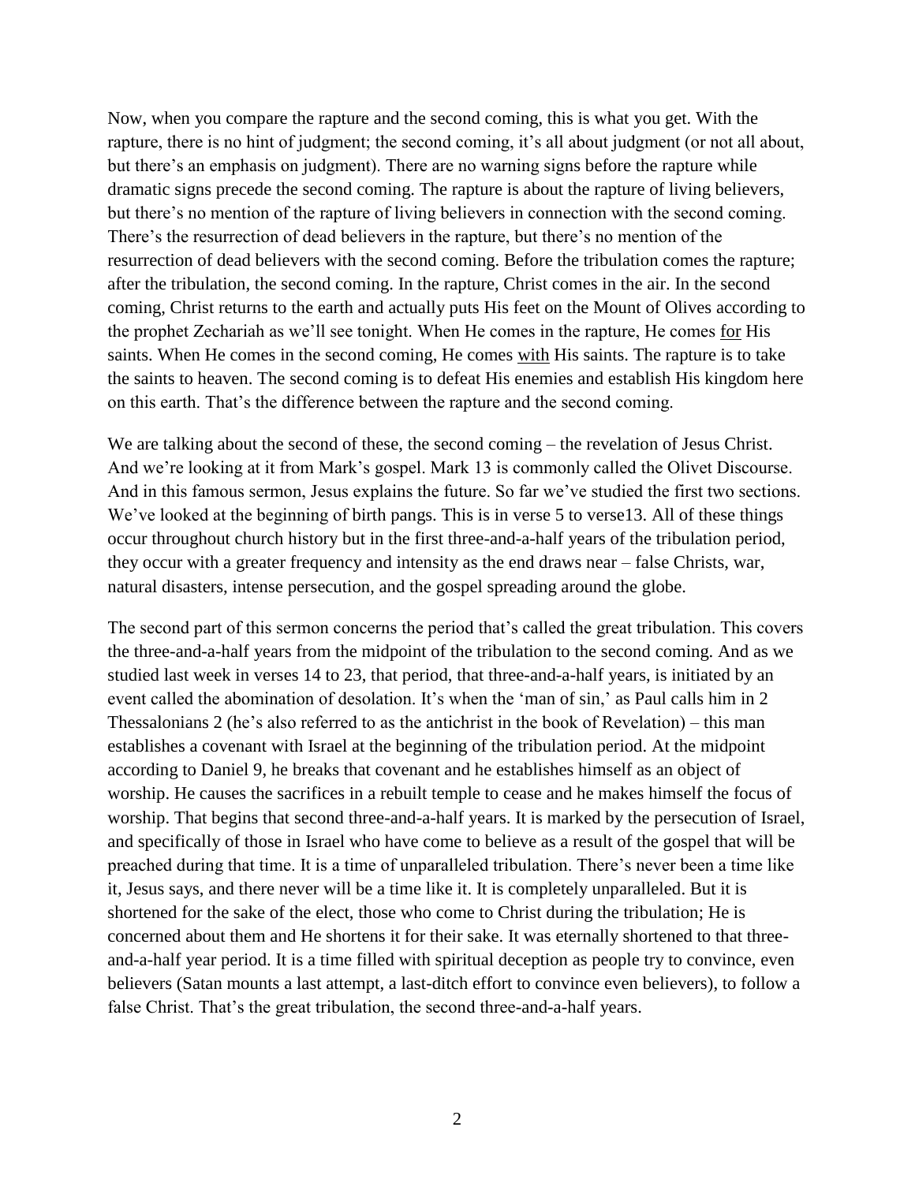Now, when you compare the rapture and the second coming, this is what you get. With the rapture, there is no hint of judgment; the second coming, it's all about judgment (or not all about, but there's an emphasis on judgment). There are no warning signs before the rapture while dramatic signs precede the second coming. The rapture is about the rapture of living believers, but there's no mention of the rapture of living believers in connection with the second coming. There's the resurrection of dead believers in the rapture, but there's no mention of the resurrection of dead believers with the second coming. Before the tribulation comes the rapture; after the tribulation, the second coming. In the rapture, Christ comes in the air. In the second coming, Christ returns to the earth and actually puts His feet on the Mount of Olives according to the prophet Zechariah as we'll see tonight. When He comes in the rapture, He comes <u>for</u> His saints. When He comes in the second coming, He comes <u>with</u> His saints. The rapture is to take the saints to heaven. The second coming is to defeat His enemies and establish His kingdom here on this earth. That's the difference between the rapture and the second coming.

We are talking about the second of these, the second coming – the revelation of Jesus Christ. And we're looking at it from Mark's gospel. Mark 13 is commonly called the Olivet Discourse. And in this famous sermon, Jesus explains the future. So far we've studied the first two sections. We've looked at the beginning of birth pangs. This is in verse 5 to verse13. All of these things occur throughout church history but in the first three-and-a-half years of the tribulation period, they occur with a greater frequency and intensity as the end draws near – false Christs, war, natural disasters, intense persecution, and the gospel spreading around the globe.

The second part of this sermon concerns the period that's called the great tribulation. This covers the three-and-a-half years from the midpoint of the tribulation to the second coming. And as we studied last week in verses 14 to 23, that period, that three-and-a-half years, is initiated by an event called the abomination of desolation. It's when the 'man of sin,' as Paul calls him in 2 Thessalonians 2 (he's also referred to as the antichrist in the book of Revelation) – this man establishes a covenant with Israel at the beginning of the tribulation period. At the midpoint according to Daniel 9, he breaks that covenant and he establishes himself as an object of worship. He causes the sacrifices in a rebuilt temple to cease and he makes himself the focus of worship. That begins that second three-and-a-half years. It is marked by the persecution of Israel, and specifically of those in Israel who have come to believe as a result of the gospel that will be preached during that time. It is a time of unparalleled tribulation. There's never been a time like it, Jesus says, and there never will be a time like it. It is completely unparalleled. But it is shortened for the sake of the elect, those who come to Christ during the tribulation; He is concerned about them and He shortens it for their sake. It was eternally shortened to that three-and-a-half year period. It is a time filled with spiritual deception as people try to convince, even believers (Satan mounts a last attempt, a last-ditch effort to convince even believers), to follow a false Christ. That's the great tribulation, the second three-and-a-half years.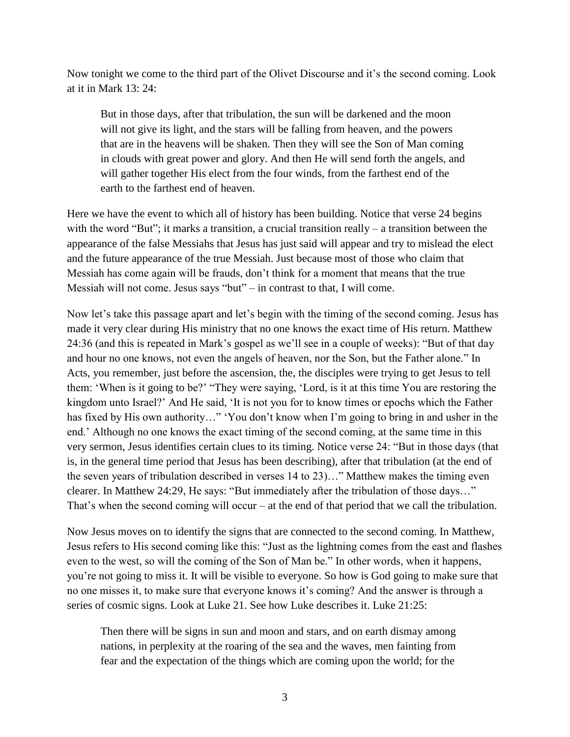Now tonight we come to the third part of the Olivet Discourse and it's the second coming. Look at it in Mark 13: 24:

> But in those days, after that tribulation, the sun will be darkened and the moon will not give its light, and the stars will be falling from heaven, and the powers that are in the heavens will be shaken. Then they will see the Son of Man coming in clouds with great power and glory. And then He will send forth the angels, and will gather together His elect from the four winds, from the farthest end of the earth to the farthest end of heaven.

Here we have the event to which all of history has been building. Notice that verse 24 begins with the word "But"; it marks a transition, a crucial transition really – a transition between the appearance of the false Messiahs that Jesus has just said will appear and try to mislead the elect and the future appearance of the true Messiah. Just because most of those who claim that Messiah has come again will be frauds, don't think for a moment that means that the true Messiah will not come. Jesus says "but" – in contrast to that, I will come.

Now let's take this passage apart and let's begin with the timing of the second coming. Jesus has made it very clear during His ministry that no one knows the exact time of His return. Matthew 24:36 (and this is repeated in Mark's gospel as we'll see in a couple of weeks): "But of that day and hour no one knows, not even the angels of heaven, nor the Son, but the Father alone." In Acts, you remember, just before the ascension, the, the disciples were trying to get Jesus to tell them: 'When is it going to be?' "They were saying, 'Lord, is it at this time You are restoring the kingdom unto Israel?' And He said, 'It is not you for to know times or epochs which the Father has fixed by His own authority…" 'You don't know when I'm going to bring in and usher in the end.' Although no one knows the exact timing of the second coming, at the same time in this very sermon, Jesus identifies certain clues to its timing. Notice verse 24: "But in those days (that is, in the general time period that Jesus has been describing), after that tribulation (at the end of the seven years of tribulation described in verses 14 to 23)…" Matthew makes the timing even clearer. In Matthew 24:29, He says: "But immediately after the tribulation of those days…" That's when the second coming will occur – at the end of that period that we call the tribulation.

Now Jesus moves on to identify the signs that are connected to the second coming. In Matthew, Jesus refers to His second coming like this: "Just as the lightning comes from the east and flashes even to the west, so will the coming of the Son of Man be." In other words, when it happens, you're not going to miss it. It will be visible to everyone. So how is God going to make sure that no one misses it, to make sure that everyone knows it's coming? And the answer is through a series of cosmic signs. Look at Luke 21. See how Luke describes it. Luke 21:25:

> Then there will be signs in sun and moon and stars, and on earth dismay among nations, in perplexity at the roaring of the sea and the waves, men fainting from fear and the expectation of the things which are coming upon the world; for the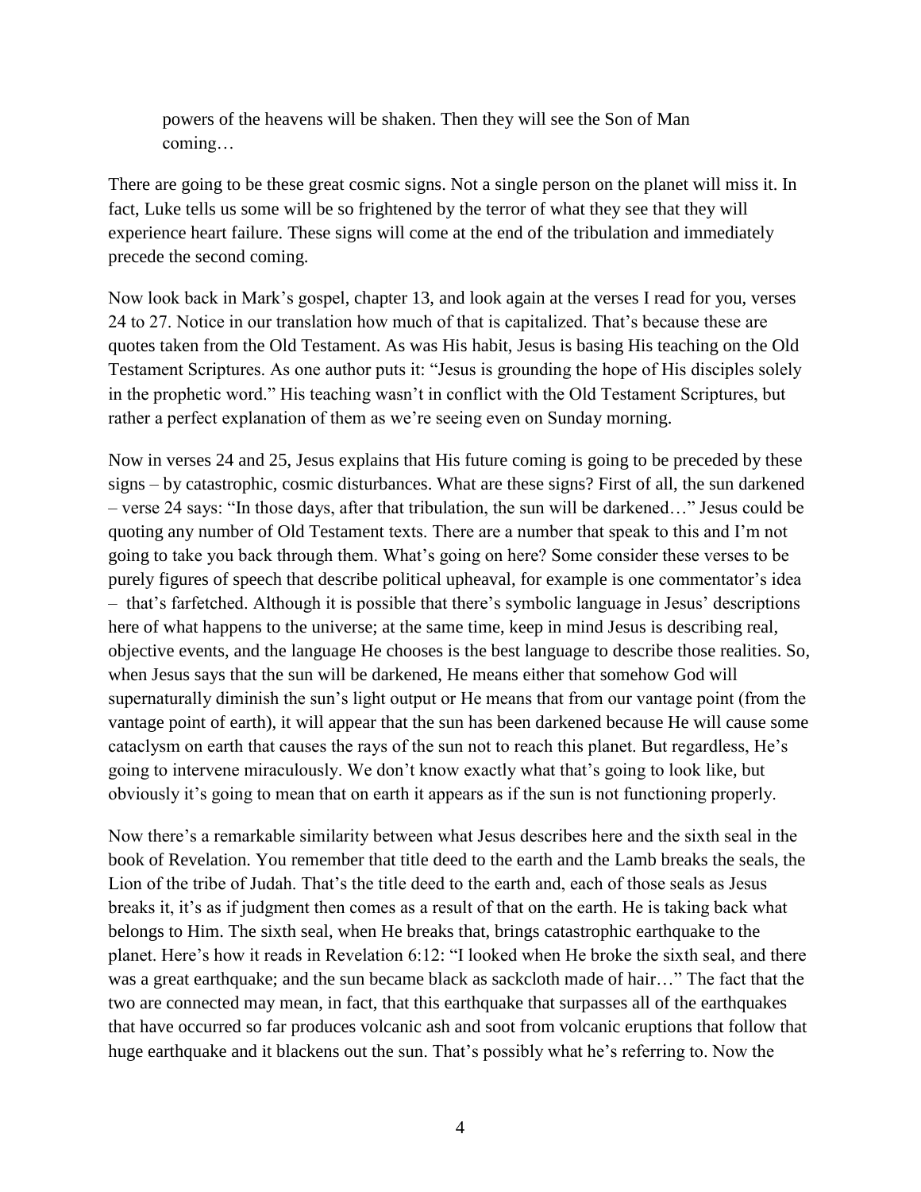> powers of the heavens will be shaken. Then they will see the Son of Man coming…

There are going to be these great cosmic signs. Not a single person on the planet will miss it. In fact, Luke tells us some will be so frightened by the terror of what they see that they will experience heart failure. These signs will come at the end of the tribulation and immediately precede the second coming.

Now look back in Mark's gospel, chapter 13, and look again at the verses I read for you, verses 24 to 27. Notice in our translation how much of that is capitalized. That's because these are quotes taken from the Old Testament. As was His habit, Jesus is basing His teaching on the Old Testament Scriptures. As one author puts it: "Jesus is grounding the hope of His disciples solely in the prophetic word." His teaching wasn't in conflict with the Old Testament Scriptures, but rather a perfect explanation of them as we're seeing even on Sunday morning.

Now in verses 24 and 25, Jesus explains that His future coming is going to be preceded by these signs – by catastrophic, cosmic disturbances. What are these signs? First of all, the sun darkened – verse 24 says: "In those days, after that tribulation, the sun will be darkened…" Jesus could be quoting any number of Old Testament texts. There are a number that speak to this and I'm not going to take you back through them. What's going on here? Some consider these verses to be purely figures of speech that describe political upheaval, for example is one commentator's idea – that's farfetched. Although it is possible that there's symbolic language in Jesus' descriptions here of what happens to the universe; at the same time, keep in mind Jesus is describing real, objective events, and the language He chooses is the best language to describe those realities. So, when Jesus says that the sun will be darkened, He means either that somehow God will supernaturally diminish the sun's light output or He means that from our vantage point (from the vantage point of earth), it will appear that the sun has been darkened because He will cause some cataclysm on earth that causes the rays of the sun not to reach this planet. But regardless, He's going to intervene miraculously. We don't know exactly what that's going to look like, but obviously it's going to mean that on earth it appears as if the sun is not functioning properly.

Now there's a remarkable similarity between what Jesus describes here and the sixth seal in the book of Revelation. You remember that title deed to the earth and the Lamb breaks the seals, the Lion of the tribe of Judah. That's the title deed to the earth and, each of those seals as Jesus breaks it, it's as if judgment then comes as a result of that on the earth. He is taking back what belongs to Him. The sixth seal, when He breaks that, brings catastrophic earthquake to the planet. Here's how it reads in Revelation 6:12: "I looked when He broke the sixth seal, and there was a great earthquake; and the sun became black as sackcloth made of hair…" The fact that the two are connected may mean, in fact, that this earthquake that surpasses all of the earthquakes that have occurred so far produces volcanic ash and soot from volcanic eruptions that follow that huge earthquake and it blackens out the sun. That's possibly what he's referring to. Now the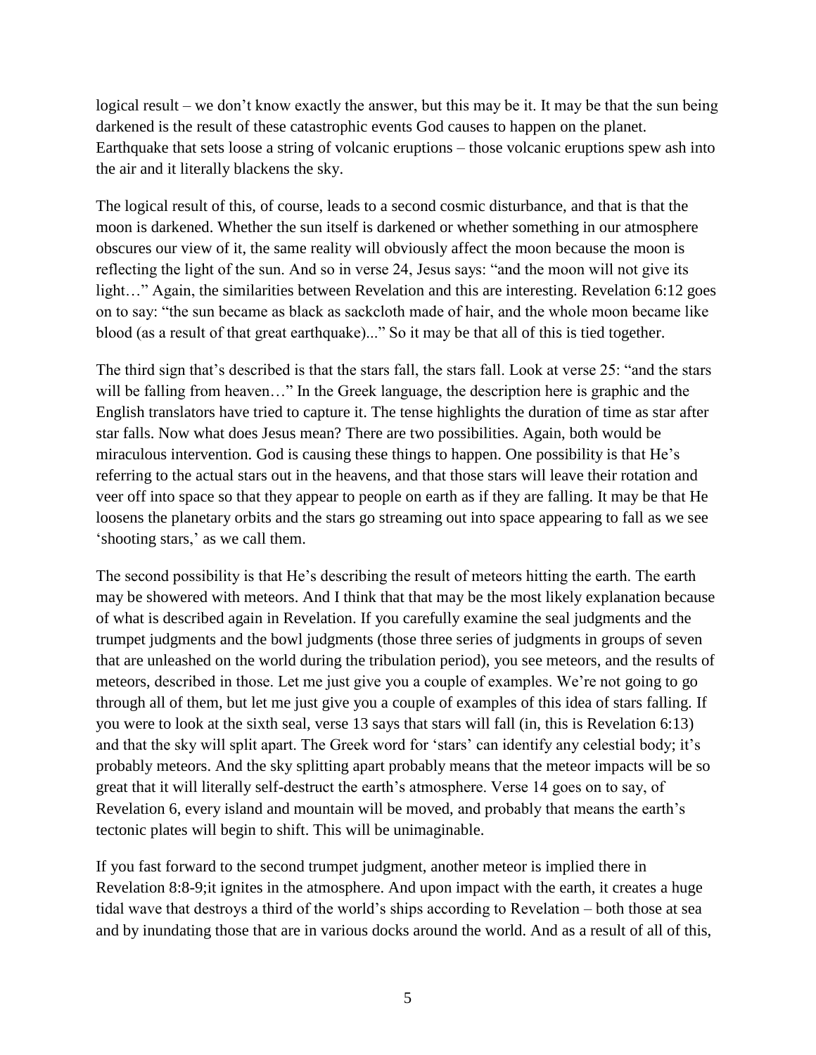logical result – we don't know exactly the answer, but this may be it. It may be that the sun being darkened is the result of these catastrophic events God causes to happen on the planet. Earthquake that sets loose a string of volcanic eruptions – those volcanic eruptions spew ash into the air and it literally blackens the sky.

The logical result of this, of course, leads to a second cosmic disturbance, and that is that the moon is darkened. Whether the sun itself is darkened or whether something in our atmosphere obscures our view of it, the same reality will obviously affect the moon because the moon is reflecting the light of the sun. And so in verse 24, Jesus says: "and the moon will not give its light…" Again, the similarities between Revelation and this are interesting. Revelation 6:12 goes on to say: "the sun became as black as sackcloth made of hair, and the whole moon became like blood (as a result of that great earthquake)..." So it may be that all of this is tied together.

The third sign that's described is that the stars fall, the stars fall. Look at verse 25: "and the stars will be falling from heaven…" In the Greek language, the description here is graphic and the English translators have tried to capture it. The tense highlights the duration of time as star after star falls. Now what does Jesus mean? There are two possibilities. Again, both would be miraculous intervention. God is causing these things to happen. One possibility is that He's referring to the actual stars out in the heavens, and that those stars will leave their rotation and veer off into space so that they appear to people on earth as if they are falling. It may be that He loosens the planetary orbits and the stars go streaming out into space appearing to fall as we see 'shooting stars,' as we call them.

The second possibility is that He's describing the result of meteors hitting the earth. The earth may be showered with meteors. And I think that that may be the most likely explanation because of what is described again in Revelation. If you carefully examine the seal judgments and the trumpet judgments and the bowl judgments (those three series of judgments in groups of seven that are unleashed on the world during the tribulation period), you see meteors, and the results of meteors, described in those. Let me just give you a couple of examples. We're not going to go through all of them, but let me just give you a couple of examples of this idea of stars falling. If you were to look at the sixth seal, verse 13 says that stars will fall (in, this is Revelation 6:13) and that the sky will split apart. The Greek word for 'stars' can identify any celestial body; it's probably meteors. And the sky splitting apart probably means that the meteor impacts will be so great that it will literally self-destruct the earth's atmosphere. Verse 14 goes on to say, of Revelation 6, every island and mountain will be moved, and probably that means the earth's tectonic plates will begin to shift. This will be unimaginable.

If you fast forward to the second trumpet judgment, another meteor is implied there in Revelation 8:8-9;it ignites in the atmosphere. And upon impact with the earth, it creates a huge tidal wave that destroys a third of the world's ships according to Revelation – both those at sea and by inundating those that are in various docks around the world. And as a result of all of this,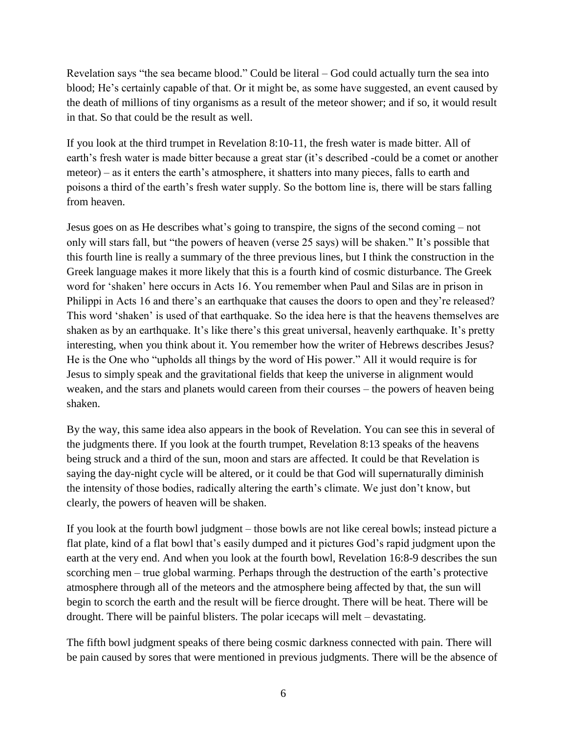Revelation says "the sea became blood." Could be literal – God could actually turn the sea into blood; He's certainly capable of that. Or it might be, as some have suggested, an event caused by the death of millions of tiny organisms as a result of the meteor shower; and if so, it would result in that. So that could be the result as well.

If you look at the third trumpet in Revelation 8:10-11, the fresh water is made bitter. All of earth's fresh water is made bitter because a great star (it's described -could be a comet or another meteor) – as it enters the earth's atmosphere, it shatters into many pieces, falls to earth and poisons a third of the earth's fresh water supply. So the bottom line is, there will be stars falling from heaven.

Jesus goes on as He describes what's going to transpire, the signs of the second coming – not only will stars fall, but "the powers of heaven (verse 25 says) will be shaken." It's possible that this fourth line is really a summary of the three previous lines, but I think the construction in the Greek language makes it more likely that this is a fourth kind of cosmic disturbance. The Greek word for 'shaken' here occurs in Acts 16. You remember when Paul and Silas are in prison in Philippi in Acts 16 and there's an earthquake that causes the doors to open and they're released? This word 'shaken' is used of that earthquake. So the idea here is that the heavens themselves are shaken as by an earthquake. It's like there's this great universal, heavenly earthquake. It's pretty interesting, when you think about it. You remember how the writer of Hebrews describes Jesus? He is the One who "upholds all things by the word of His power." All it would require is for Jesus to simply speak and the gravitational fields that keep the universe in alignment would weaken, and the stars and planets would careen from their courses – the powers of heaven being shaken.

By the way, this same idea also appears in the book of Revelation. You can see this in several of the judgments there. If you look at the fourth trumpet, Revelation 8:13 speaks of the heavens being struck and a third of the sun, moon and stars are affected. It could be that Revelation is saying the day-night cycle will be altered, or it could be that God will supernaturally diminish the intensity of those bodies, radically altering the earth's climate. We just don't know, but clearly, the powers of heaven will be shaken.

If you look at the fourth bowl judgment – those bowls are not like cereal bowls; instead picture a flat plate, kind of a flat bowl that's easily dumped and it pictures God's rapid judgment upon the earth at the very end. And when you look at the fourth bowl, Revelation 16:8-9 describes the sun scorching men – true global warming. Perhaps through the destruction of the earth's protective atmosphere through all of the meteors and the atmosphere being affected by that, the sun will begin to scorch the earth and the result will be fierce drought. There will be heat. There will be drought. There will be painful blisters. The polar icecaps will melt – devastating.

The fifth bowl judgment speaks of there being cosmic darkness connected with pain. There will be pain caused by sores that were mentioned in previous judgments. There will be the absence of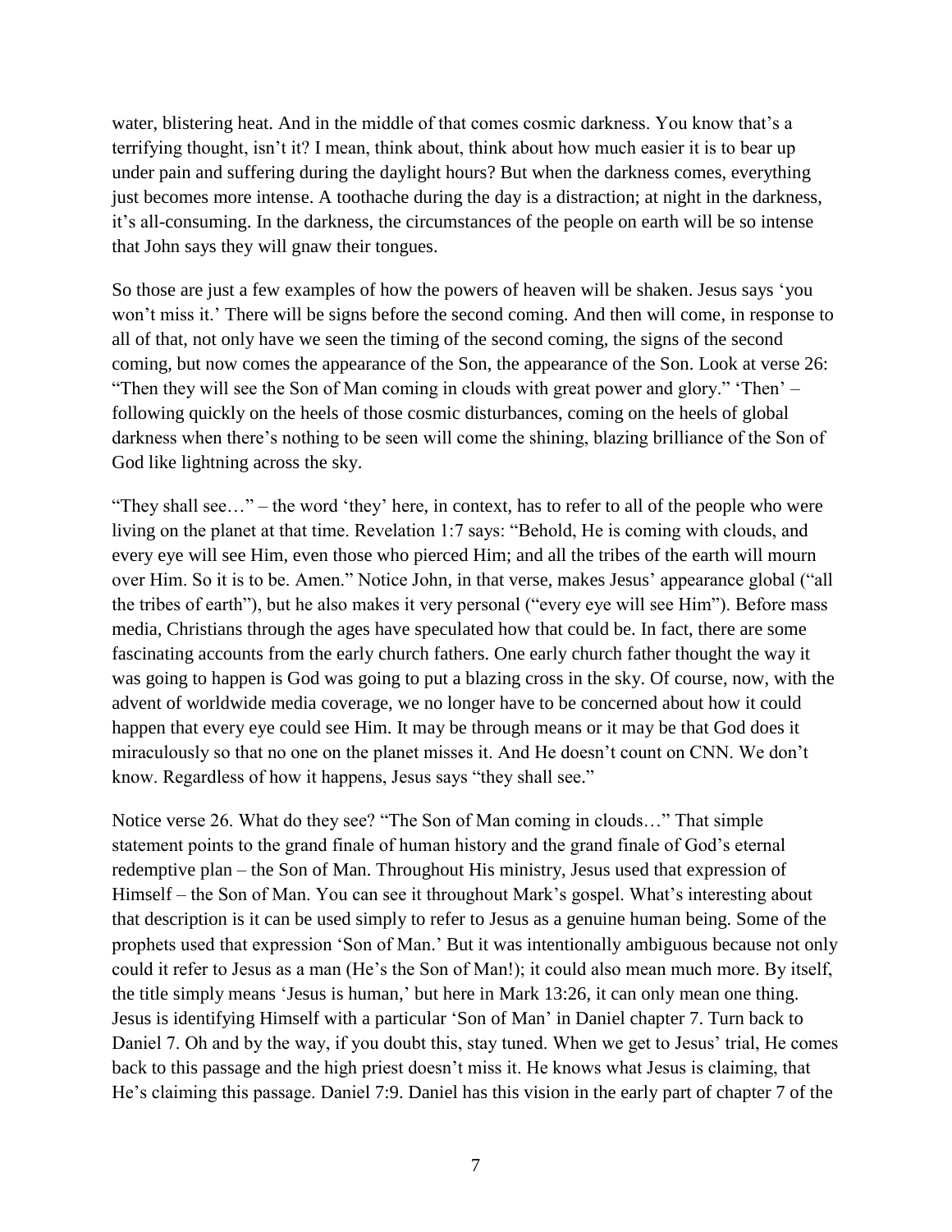water, blistering heat. And in the middle of that comes cosmic darkness. You know that's a terrifying thought, isn't it? I mean, think about, think about how much easier it is to bear up under pain and suffering during the daylight hours? But when the darkness comes, everything just becomes more intense. A toothache during the day is a distraction; at night in the darkness, it's all-consuming. In the darkness, the circumstances of the people on earth will be so intense that John says they will gnaw their tongues.

So those are just a few examples of how the powers of heaven will be shaken. Jesus says 'you won't miss it.' There will be signs before the second coming. And then will come, in response to all of that, not only have we seen the timing of the second coming, the signs of the second coming, but now comes the appearance of the Son, the appearance of the Son. Look at verse 26: "Then they will see the Son of Man coming in clouds with great power and glory." 'Then' – following quickly on the heels of those cosmic disturbances, coming on the heels of global darkness when there's nothing to be seen will come the shining, blazing brilliance of the Son of God like lightning across the sky.

"They shall see…" – the word 'they' here, in context, has to refer to all of the people who were living on the planet at that time. Revelation 1:7 says: "Behold, He is coming with clouds, and every eye will see Him, even those who pierced Him; and all the tribes of the earth will mourn over Him. So it is to be. Amen." Notice John, in that verse, makes Jesus' appearance global ("all the tribes of earth"), but he also makes it very personal ("every eye will see Him"). Before mass media, Christians through the ages have speculated how that could be. In fact, there are some fascinating accounts from the early church fathers. One early church father thought the way it was going to happen is God was going to put a blazing cross in the sky. Of course, now, with the advent of worldwide media coverage, we no longer have to be concerned about how it could happen that every eye could see Him. It may be through means or it may be that God does it miraculously so that no one on the planet misses it. And He doesn't count on CNN. We don't know. Regardless of how it happens, Jesus says "they shall see."

Notice verse 26. What do they see? "The Son of Man coming in clouds…" That simple statement points to the grand finale of human history and the grand finale of God's eternal redemptive plan – the Son of Man. Throughout His ministry, Jesus used that expression of Himself – the Son of Man. You can see it throughout Mark's gospel. What's interesting about that description is it can be used simply to refer to Jesus as a genuine human being. Some of the prophets used that expression 'Son of Man.' But it was intentionally ambiguous because not only could it refer to Jesus as a man (He's the Son of Man!); it could also mean much more. By itself, the title simply means 'Jesus is human,' but here in Mark 13:26, it can only mean one thing. Jesus is identifying Himself with a particular 'Son of Man' in Daniel chapter 7. Turn back to Daniel 7. Oh and by the way, if you doubt this, stay tuned. When we get to Jesus' trial, He comes back to this passage and the high priest doesn't miss it. He knows what Jesus is claiming, that He's claiming this passage. Daniel 7:9. Daniel has this vision in the early part of chapter 7 of the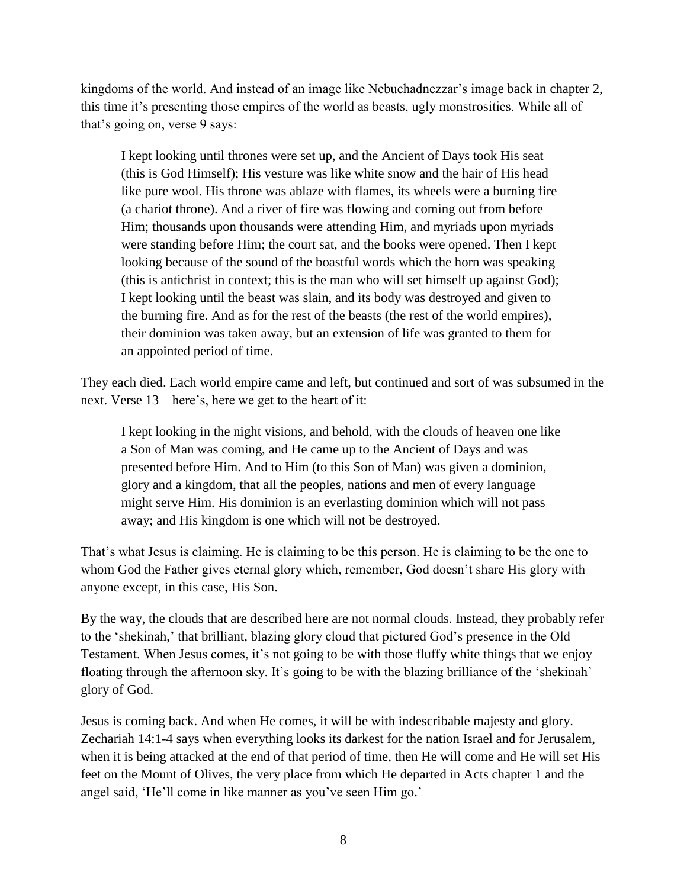kingdoms of the world. And instead of an image like Nebuchadnezzar's image back in chapter 2, this time it's presenting those empires of the world as beasts, ugly monstrosities. While all of that's going on, verse 9 says:

> I kept looking until thrones were set up, and the Ancient of Days took His seat (this is God Himself); His vesture was like white snow and the hair of His head like pure wool. His throne was ablaze with flames, its wheels were a burning fire (a chariot throne). And a river of fire was flowing and coming out from before Him; thousands upon thousands were attending Him, and myriads upon myriads were standing before Him; the court sat, and the books were opened. Then I kept looking because of the sound of the boastful words which the horn was speaking (this is antichrist in context; this is the man who will set himself up against God); I kept looking until the beast was slain, and its body was destroyed and given to the burning fire. And as for the rest of the beasts (the rest of the world empires), their dominion was taken away, but an extension of life was granted to them for an appointed period of time.

They each died. Each world empire came and left, but continued and sort of was subsumed in the next. Verse 13 – here's, here we get to the heart of it:

> I kept looking in the night visions, and behold, with the clouds of heaven one like a Son of Man was coming, and He came up to the Ancient of Days and was presented before Him. And to Him (to this Son of Man) was given a dominion, glory and a kingdom, that all the peoples, nations and men of every language might serve Him. His dominion is an everlasting dominion which will not pass away; and His kingdom is one which will not be destroyed.

That's what Jesus is claiming. He is claiming to be this person. He is claiming to be the one to whom God the Father gives eternal glory which, remember, God doesn't share His glory with anyone except, in this case, His Son.

By the way, the clouds that are described here are not normal clouds. Instead, they probably refer to the 'shekinah,' that brilliant, blazing glory cloud that pictured God's presence in the Old Testament. When Jesus comes, it's not going to be with those fluffy white things that we enjoy floating through the afternoon sky. It's going to be with the blazing brilliance of the 'shekinah' glory of God.

Jesus is coming back. And when He comes, it will be with indescribable majesty and glory. Zechariah 14:1-4 says when everything looks its darkest for the nation Israel and for Jerusalem, when it is being attacked at the end of that period of time, then He will come and He will set His feet on the Mount of Olives, the very place from which He departed in Acts chapter 1 and the angel said, 'He'll come in like manner as you've seen Him go.'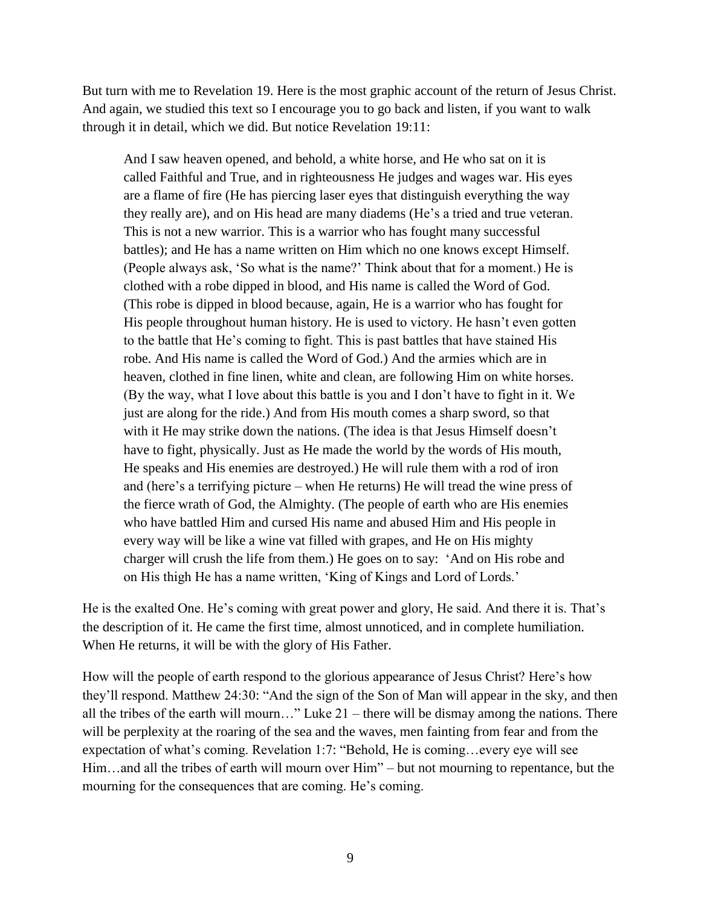But turn with me to Revelation 19. Here is the most graphic account of the return of Jesus Christ. And again, we studied this text so I encourage you to go back and listen, if you want to walk through it in detail, which we did. But notice Revelation 19:11:

> And I saw heaven opened, and behold, a white horse, and He who sat on it is called Faithful and True, and in righteousness He judges and wages war. His eyes are a flame of fire (He has piercing laser eyes that distinguish everything the way they really are), and on His head are many diadems (He's a tried and true veteran. This is not a new warrior. This is a warrior who has fought many successful battles); and He has a name written on Him which no one knows except Himself. (People always ask, 'So what is the name?' Think about that for a moment.) He is clothed with a robe dipped in blood, and His name is called the Word of God. (This robe is dipped in blood because, again, He is a warrior who has fought for His people throughout human history. He is used to victory. He hasn't even gotten to the battle that He's coming to fight. This is past battles that have stained His robe. And His name is called the Word of God.) And the armies which are in heaven, clothed in fine linen, white and clean, are following Him on white horses. (By the way, what I love about this battle is you and I don't have to fight in it. We just are along for the ride.) And from His mouth comes a sharp sword, so that with it He may strike down the nations. (The idea is that Jesus Himself doesn't have to fight, physically. Just as He made the world by the words of His mouth, He speaks and His enemies are destroyed.) He will rule them with a rod of iron and (here's a terrifying picture – when He returns) He will tread the wine press of the fierce wrath of God, the Almighty. (The people of earth who are His enemies who have battled Him and cursed His name and abused Him and His people in every way will be like a wine vat filled with grapes, and He on His mighty charger will crush the life from them.) He goes on to say: 'And on His robe and on His thigh He has a name written, 'King of Kings and Lord of Lords.'

He is the exalted One. He's coming with great power and glory, He said. And there it is. That's the description of it. He came the first time, almost unnoticed, and in complete humiliation. When He returns, it will be with the glory of His Father.

How will the people of earth respond to the glorious appearance of Jesus Christ? Here's how they'll respond. Matthew 24:30: "And the sign of the Son of Man will appear in the sky, and then all the tribes of the earth will mourn…" Luke 21 – there will be dismay among the nations. There will be perplexity at the roaring of the sea and the waves, men fainting from fear and from the expectation of what's coming. Revelation 1:7: "Behold, He is coming…every eye will see Him…and all the tribes of earth will mourn over Him" – but not mourning to repentance, but the mourning for the consequences that are coming. He's coming.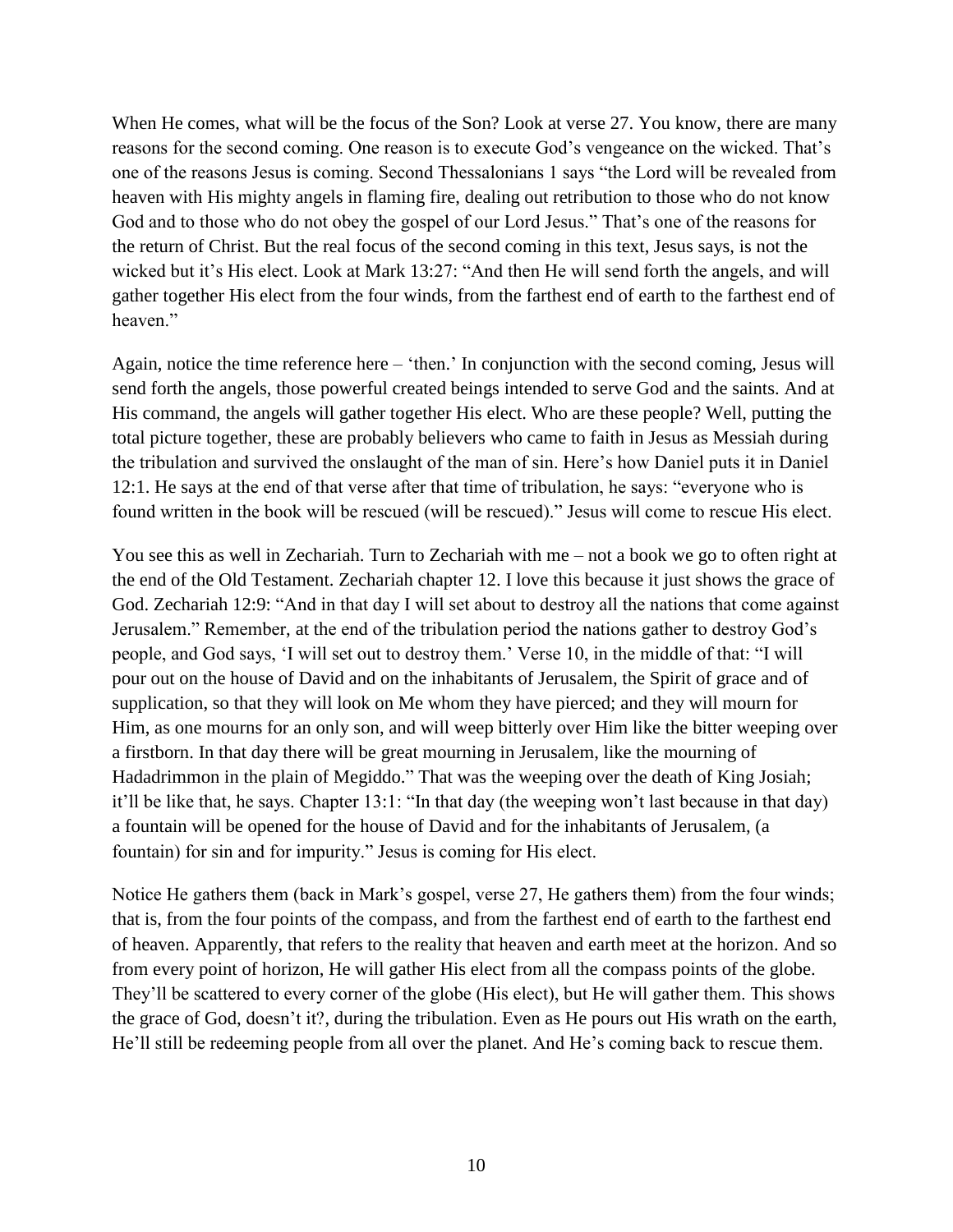When He comes, what will be the focus of the Son? Look at verse 27. You know, there are many reasons for the second coming. One reason is to execute God's vengeance on the wicked. That's one of the reasons Jesus is coming. Second Thessalonians 1 says "the Lord will be revealed from heaven with His mighty angels in flaming fire, dealing out retribution to those who do not know God and to those who do not obey the gospel of our Lord Jesus." That's one of the reasons for the return of Christ. But the real focus of the second coming in this text, Jesus says, is not the wicked but it's His elect. Look at Mark 13:27: "And then He will send forth the angels, and will gather together His elect from the four winds, from the farthest end of earth to the farthest end of heaven."

Again, notice the time reference here – 'then.' In conjunction with the second coming, Jesus will send forth the angels, those powerful created beings intended to serve God and the saints. And at His command, the angels will gather together His elect. Who are these people? Well, putting the total picture together, these are probably believers who came to faith in Jesus as Messiah during the tribulation and survived the onslaught of the man of sin. Here's how Daniel puts it in Daniel 12:1. He says at the end of that verse after that time of tribulation, he says: "everyone who is found written in the book will be rescued (will be rescued)." Jesus will come to rescue His elect.

You see this as well in Zechariah. Turn to Zechariah with me – not a book we go to often right at the end of the Old Testament. Zechariah chapter 12. I love this because it just shows the grace of God. Zechariah 12:9: "And in that day I will set about to destroy all the nations that come against Jerusalem." Remember, at the end of the tribulation period the nations gather to destroy God's people, and God says, 'I will set out to destroy them.' Verse 10, in the middle of that: "I will pour out on the house of David and on the inhabitants of Jerusalem, the Spirit of grace and of supplication, so that they will look on Me whom they have pierced; and they will mourn for Him, as one mourns for an only son, and will weep bitterly over Him like the bitter weeping over a firstborn. In that day there will be great mourning in Jerusalem, like the mourning of Hadadrimmon in the plain of Megiddo." That was the weeping over the death of King Josiah; it'll be like that, he says. Chapter 13:1: "In that day (the weeping won't last because in that day) a fountain will be opened for the house of David and for the inhabitants of Jerusalem, (a fountain) for sin and for impurity." Jesus is coming for His elect.

Notice He gathers them (back in Mark's gospel, verse 27, He gathers them) from the four winds; that is, from the four points of the compass, and from the farthest end of earth to the farthest end of heaven. Apparently, that refers to the reality that heaven and earth meet at the horizon. And so from every point of horizon, He will gather His elect from all the compass points of the globe. They'll be scattered to every corner of the globe (His elect), but He will gather them. This shows the grace of God, doesn't it?, during the tribulation. Even as He pours out His wrath on the earth, He'll still be redeeming people from all over the planet. And He's coming back to rescue them.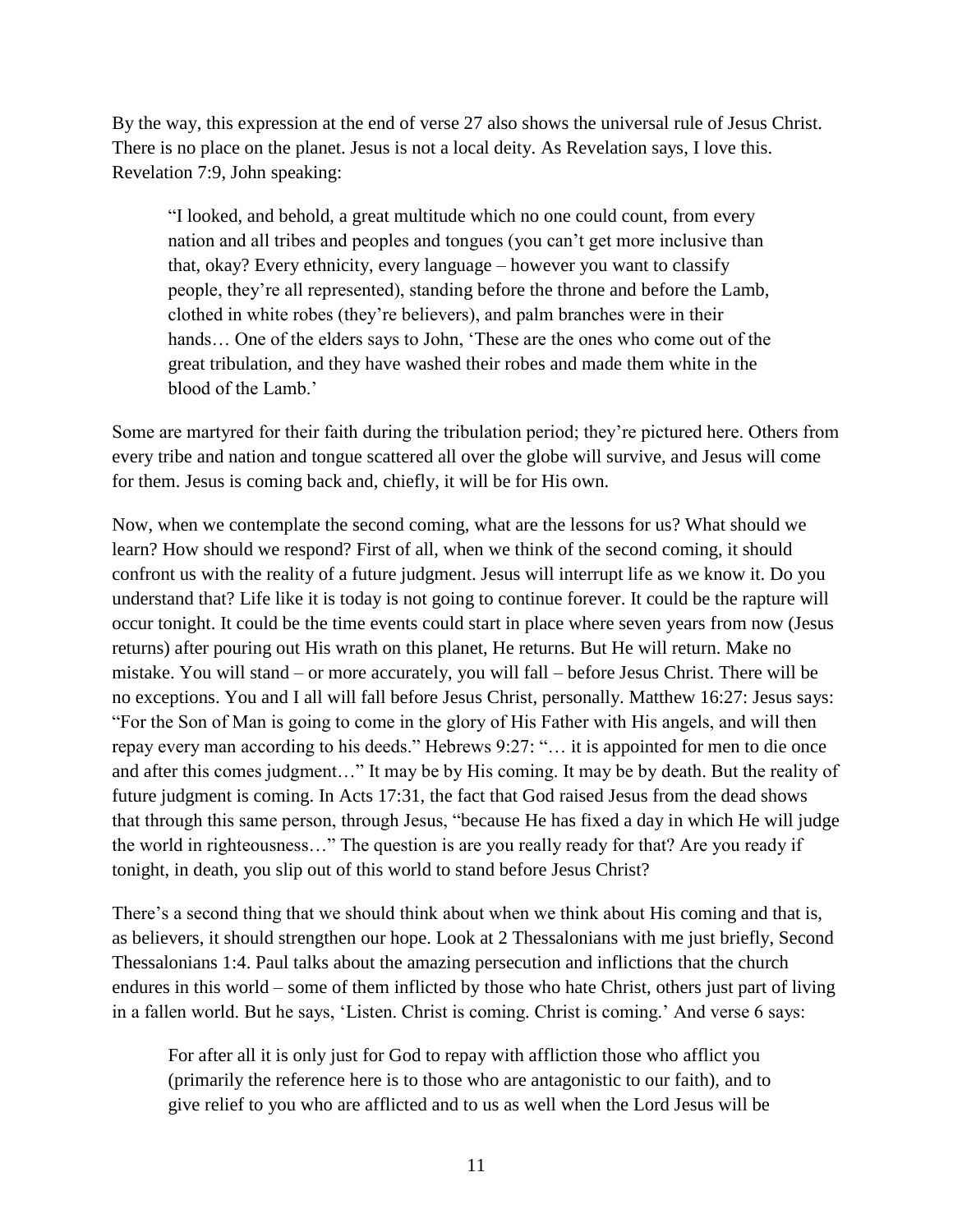By the way, this expression at the end of verse 27 also shows the universal rule of Jesus Christ. There is no place on the planet. Jesus is not a local deity. As Revelation says, I love this. Revelation 7:9, John speaking:

> "I looked, and behold, a great multitude which no one could count, from every nation and all tribes and peoples and tongues (you can't get more inclusive than that, okay? Every ethnicity, every language – however you want to classify people, they're all represented), standing before the throne and before the Lamb, clothed in white robes (they're believers), and palm branches were in their hands… One of the elders says to John, 'These are the ones who come out of the great tribulation, and they have washed their robes and made them white in the blood of the Lamb.'

Some are martyred for their faith during the tribulation period; they're pictured here. Others from every tribe and nation and tongue scattered all over the globe will survive, and Jesus will come for them. Jesus is coming back and, chiefly, it will be for His own.

Now, when we contemplate the second coming, what are the lessons for us? What should we learn? How should we respond? First of all, when we think of the second coming, it should confront us with the reality of a future judgment. Jesus will interrupt life as we know it. Do you understand that? Life like it is today is not going to continue forever. It could be the rapture will occur tonight. It could be the time events could start in place where seven years from now (Jesus returns) after pouring out His wrath on this planet, He returns. But He will return. Make no mistake. You will stand – or more accurately, you will fall – before Jesus Christ. There will be no exceptions. You and I all will fall before Jesus Christ, personally. Matthew 16:27: Jesus says: "For the Son of Man is going to come in the glory of His Father with His angels, and will then repay every man according to his deeds." Hebrews 9:27: "… it is appointed for men to die once and after this comes judgment…" It may be by His coming. It may be by death. But the reality of future judgment is coming. In Acts 17:31, the fact that God raised Jesus from the dead shows that through this same person, through Jesus, "because He has fixed a day in which He will judge the world in righteousness…" The question is are you really ready for that? Are you ready if tonight, in death, you slip out of this world to stand before Jesus Christ?

There's a second thing that we should think about when we think about His coming and that is, as believers, it should strengthen our hope. Look at 2 Thessalonians with me just briefly, Second Thessalonians 1:4. Paul talks about the amazing persecution and inflictions that the church endures in this world – some of them inflicted by those who hate Christ, others just part of living in a fallen world. But he says, 'Listen. Christ is coming. Christ is coming.' And verse 6 says:

> For after all it is only just for God to repay with affliction those who afflict you (primarily the reference here is to those who are antagonistic to our faith), and to give relief to you who are afflicted and to us as well when the Lord Jesus will be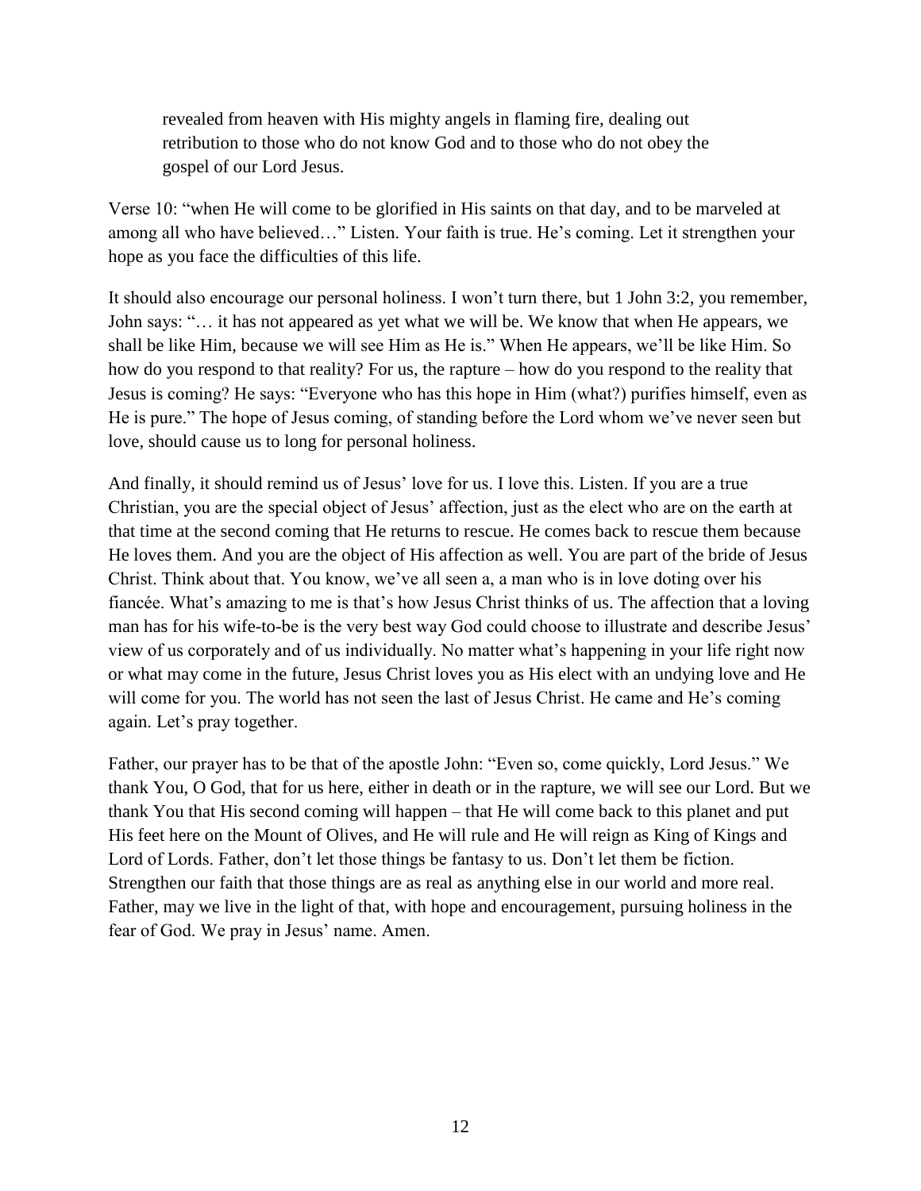> revealed from heaven with His mighty angels in flaming fire, dealing out retribution to those who do not know God and to those who do not obey the gospel of our Lord Jesus.

Verse 10: "when He will come to be glorified in His saints on that day, and to be marveled at among all who have believed…" Listen. Your faith is true. He's coming. Let it strengthen your hope as you face the difficulties of this life.

It should also encourage our personal holiness. I won't turn there, but 1 John 3:2, you remember, John says: "… it has not appeared as yet what we will be. We know that when He appears, we shall be like Him, because we will see Him as He is." When He appears, we'll be like Him. So how do you respond to that reality? For us, the rapture – how do you respond to the reality that Jesus is coming? He says: "Everyone who has this hope in Him (what?) purifies himself, even as He is pure." The hope of Jesus coming, of standing before the Lord whom we've never seen but love, should cause us to long for personal holiness.

And finally, it should remind us of Jesus' love for us. I love this. Listen. If you are a true Christian, you are the special object of Jesus' affection, just as the elect who are on the earth at that time at the second coming that He returns to rescue. He comes back to rescue them because He loves them. And you are the object of His affection as well. You are part of the bride of Jesus Christ. Think about that. You know, we've all seen a, a man who is in love doting over his fiancée. What's amazing to me is that's how Jesus Christ thinks of us. The affection that a loving man has for his wife-to-be is the very best way God could choose to illustrate and describe Jesus' view of us corporately and of us individually. No matter what's happening in your life right now or what may come in the future, Jesus Christ loves you as His elect with an undying love and He will come for you. The world has not seen the last of Jesus Christ. He came and He's coming again. Let's pray together.

Father, our prayer has to be that of the apostle John: "Even so, come quickly, Lord Jesus." We thank You, O God, that for us here, either in death or in the rapture, we will see our Lord. But we thank You that His second coming will happen – that He will come back to this planet and put His feet here on the Mount of Olives, and He will rule and He will reign as King of Kings and Lord of Lords. Father, don't let those things be fantasy to us. Don't let them be fiction. Strengthen our faith that those things are as real as anything else in our world and more real. Father, may we live in the light of that, with hope and encouragement, pursuing holiness in the fear of God. We pray in Jesus' name. Amen.